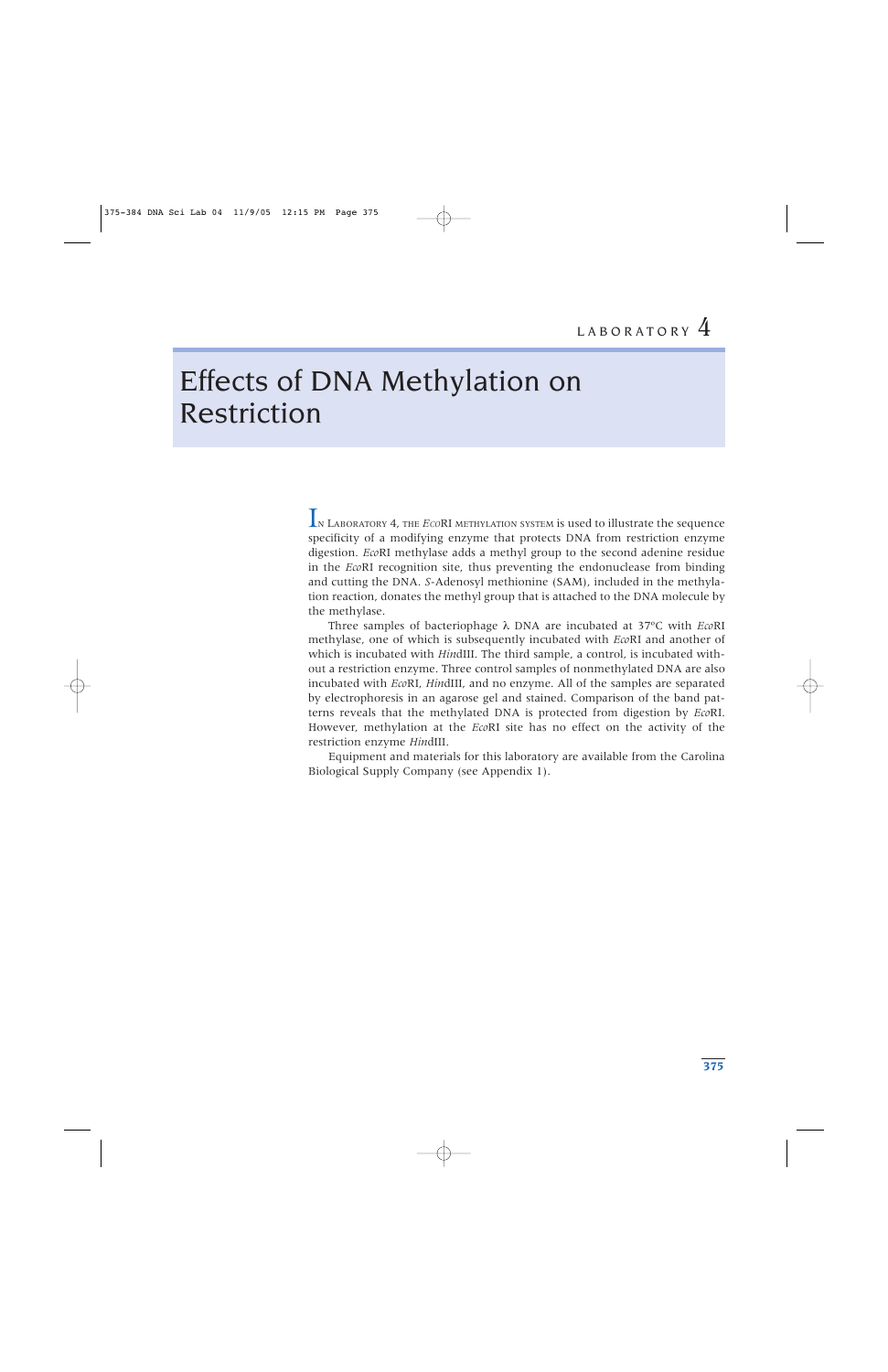LABORATORY 4

# Effects of DNA Methylation on Restriction

In Laboratory 4, the *Eco*RI methylation system is used to illustrate the sequence specificity of a modifying enzyme that protects DNA from restriction enzyme digestion. *Eco*RI methylase adds a methyl group to the second adenine residue in the *Eco*RI recognition site, thus preventing the endonuclease from binding and cutting the DNA. *S*-Adenosyl methionine (SAM), included in the methylation reaction, donates the methyl group that is attached to the DNA molecule by the methylase.

Three samples of bacteriophage λ DNA are incubated at 37°C with *Eco*RI methylase, one of which is subsequently incubated with *Eco*RI and another of which is incubated with *Hin*dIII. The third sample, a control, is incubated without a restriction enzyme. Three control samples of nonmethylated DNA are also incubated with *Eco*RI, *Hin*dIII, and no enzyme. All of the samples are separated by electrophoresis in an agarose gel and stained. Comparison of the band patterns reveals that the methylated DNA is protected from digestion by *Eco*RI. However, methylation at the *Eco*RI site has no effect on the activity of the restriction enzyme *Hin*dIII.

Equipment and materials for this laboratory are available from the Carolina Biological Supply Company (see Appendix 1).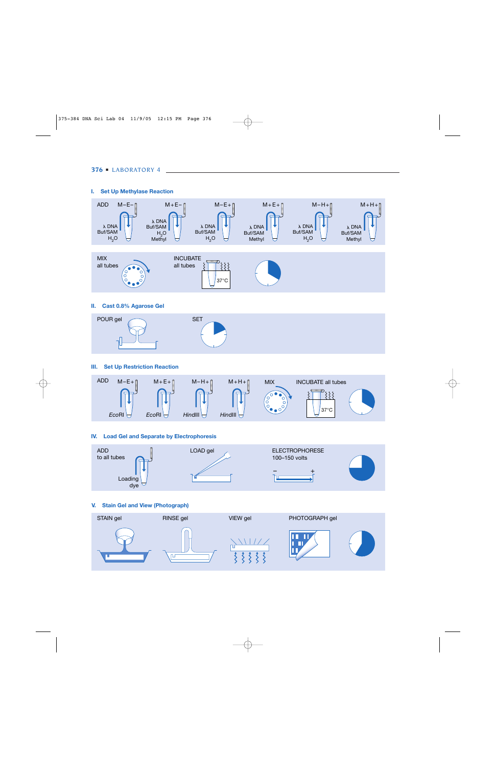## I. Set Up Methylase Reaction

ADD

M−E−
λ DNA
Buf/SAM
$H_2O$

M+E−
λ DNA
Buf/SAM
$H_2O$
Methyl

M−E+
λ DNA
Buf/SAM
$H_2O$

M+E+
λ DNA
Buf/SAM
Methyl

M−H+
λ DNA
Buf/SAM
$H_2O$

M+H+
λ DNA
Buf/SAM
Methyl

MIX
all tubes

INCUBATE
all tubes
37°C

## II. Cast 0.8% Agarose Gel

POUR gel

SET

## III. Set Up Restriction Reaction

ADD

M−E+
*Eco*RI

M+E+
*Eco*RI

M−H+
*Hin*dIII

M+H+
*Hin*dIII

MIX

INCUBATE all tubes
37°C

## IV. Load Gel and Separate by Electrophoresis

ADD
to all tubes
Loading dye

LOAD gel

ELECTROPHORESE
100–150 volts
−
+

## V. Stain Gel and View (Photograph)

STAIN gel

RINSE gel

VIEW gel

PHOTOGRAPH gel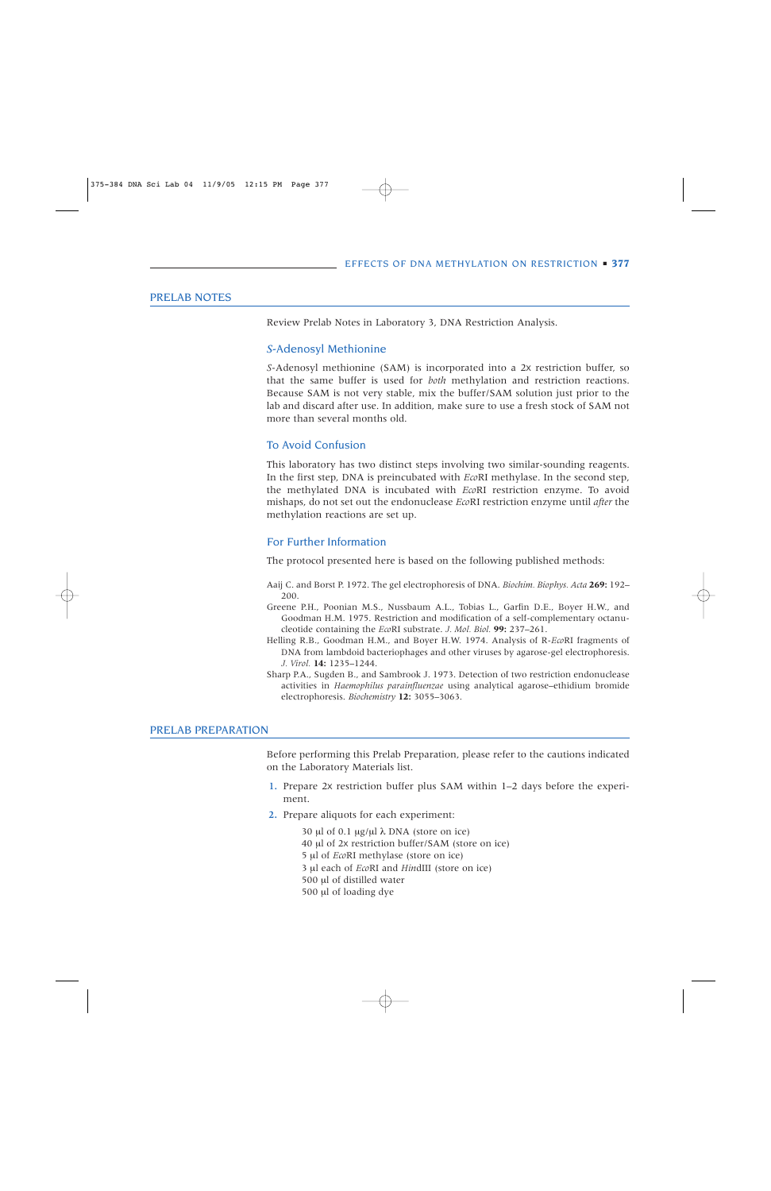## PRELAB NOTES

Review Prelab Notes in Laboratory 3, DNA Restriction Analysis.

### *S*-Adenosyl Methionine

*S*-Adenosyl methionine (SAM) is incorporated into a 2x restriction buffer, so that the same buffer is used for *both* methylation and restriction reactions. Because SAM is not very stable, mix the buffer/SAM solution just prior to the lab and discard after use. In addition, make sure to use a fresh stock of SAM not more than several months old.

### To Avoid Confusion

This laboratory has two distinct steps involving two similar-sounding reagents. In the first step, DNA is preincubated with *Eco*RI methylase. In the second step, the methylated DNA is incubated with *Eco*RI restriction enzyme. To avoid mishaps, do not set out the endonuclease *Eco*RI restriction enzyme until *after* the methylation reactions are set up.

### For Further Information

The protocol presented here is based on the following published methods:

Aaij C. and Borst P. 1972. The gel electrophoresis of DNA. *Biochim. Biophys. Acta* **269:** 192–200.

Greene P.H., Poonian M.S., Nussbaum A.L., Tobias L., Garfin D.E., Boyer H.W., and Goodman H.M. 1975. Restriction and modification of a self-complementary octanucleotide containing the *Eco*RI substrate. *J. Mol. Biol.* **99:** 237–261.

Helling R.B., Goodman H.M., and Boyer H.W. 1974. Analysis of R-*Eco*RI fragments of DNA from lambdoid bacteriophages and other viruses by agarose-gel electrophoresis. *J. Virol.* **14:** 1235–1244.

Sharp P.A., Sugden B., and Sambrook J. 1973. Detection of two restriction endonuclease activities in *Haemophilus parainfluenzae* using analytical agarose–ethidium bromide electrophoresis. *Biochemistry* **12:** 3055–3063.

## PRELAB PREPARATION

Before performing this Prelab Preparation, please refer to the cautions indicated on the Laboratory Materials list.

1. Prepare 2x restriction buffer plus SAM within 1–2 days before the experiment.
2. Prepare aliquots for each experiment:

   30 µl of 0.1 µg/µl λ DNA (store on ice)
   40 µl of 2x restriction buffer/SAM (store on ice)
   5 µl of *Eco*RI methylase (store on ice)
   3 µl each of *Eco*RI and *Hin*dIII (store on ice)
   500 µl of distilled water
   500 µl of loading dye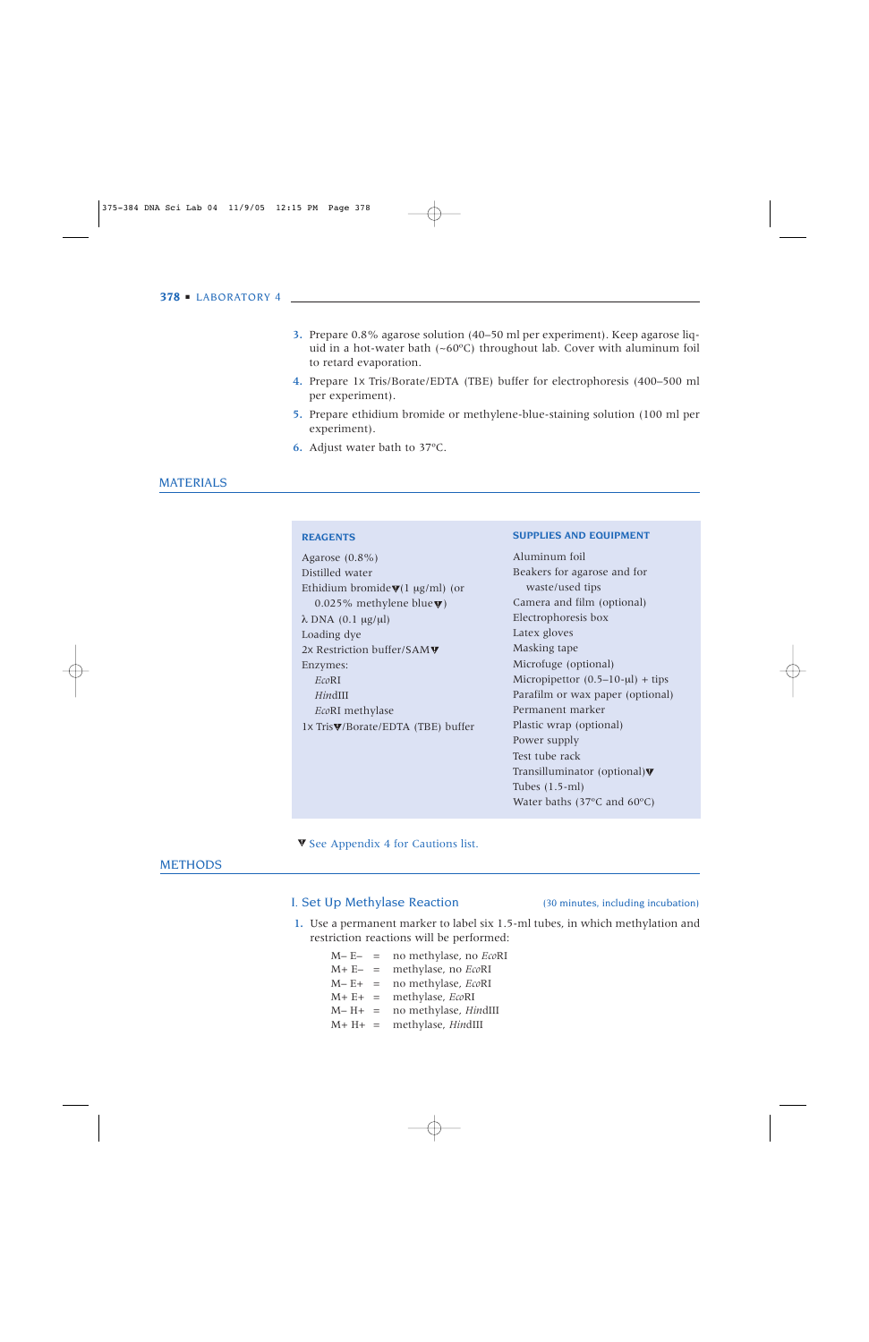3. Prepare 0.8% agarose solution (40–50 ml per experiment). Keep agarose liquid in a hot-water bath (~60ºC) throughout lab. Cover with aluminum foil to retard evaporation.
4. Prepare 1x Tris/Borate/EDTA (TBE) buffer for electrophoresis (400–500 ml per experiment).
5. Prepare ethidium bromide or methylene-blue-staining solution (100 ml per experiment).
6. Adjust water bath to 37ºC.

## MATERIALS

**REAGENTS**

Agarose (0.8%)
Distilled water
Ethidium bromide▼(1 µg/ml) (or 0.025% methylene blue▼)
λ DNA (0.1 µg/µl)
Loading dye
2x Restriction buffer/SAM▼
Enzymes:
- *Eco*RI
- *Hin*dIII
- *Eco*RI methylase

1x Tris▼/Borate/EDTA (TBE) buffer

**SUPPLIES AND EQUIPMENT**

Aluminum foil
Beakers for agarose and for waste/used tips
Camera and film (optional)
Electrophoresis box
Latex gloves
Masking tape
Microfuge (optional)
Micropipettor (0.5–10-µl) + tips
Parafilm or wax paper (optional)
Permanent marker
Plastic wrap (optional)
Power supply
Test tube rack
Transilluminator (optional)▼
Tubes (1.5-ml)
Water baths (37ºC and 60ºC)

▼ See Appendix 4 for Cautions list.

## METHODS

### I. Set Up Methylase Reaction

(30 minutes, including incubation)

1. Use a permanent marker to label six 1.5-ml tubes, in which methylation and restriction reactions will be performed:

   M– E– = no methylase, no *Eco*RI
   M+ E– = methylase, no *Eco*RI
   M– E+ = no methylase, *Eco*RI
   M+ E+ = methylase, *Eco*RI
   M– H+ = no methylase, *Hin*dIII
   M+ H+ = methylase, *Hin*dIII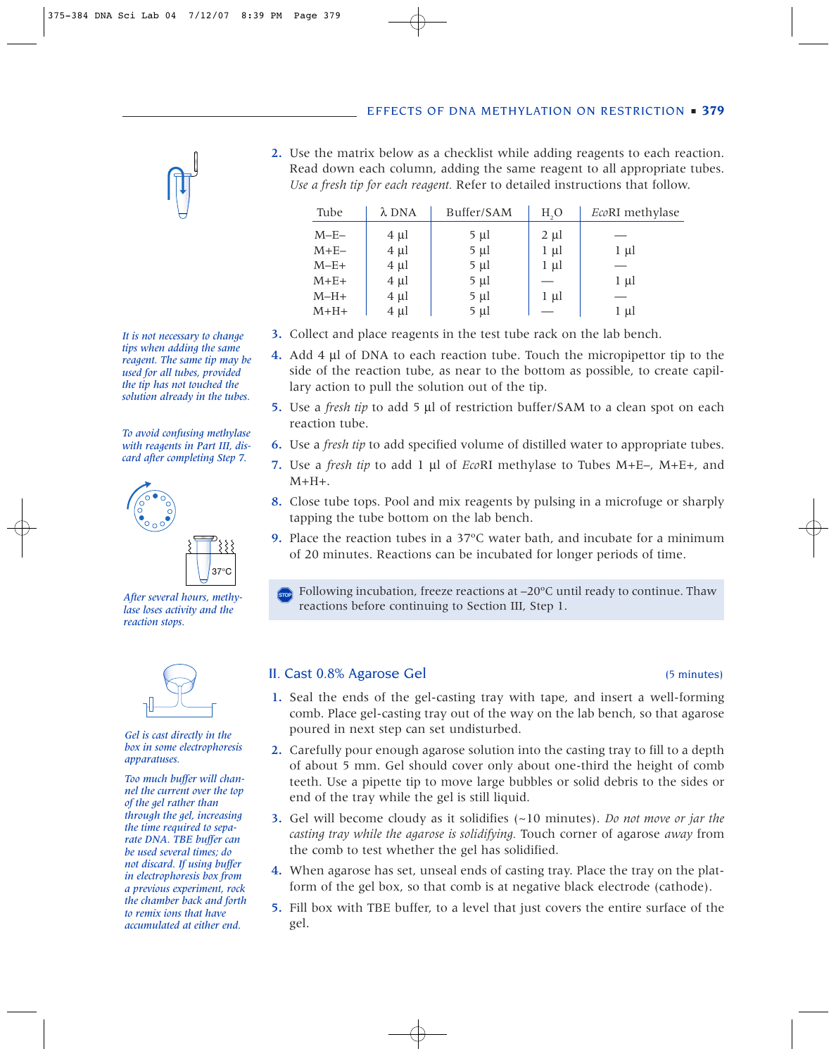2. Use the matrix below as a checklist while adding reagents to each reaction. Read down each column, adding the same reagent to all appropriate tubes. *Use a fresh tip for each reagent.* Refer to detailed instructions that follow.

| Tube | λ DNA | Buffer/SAM | $H_2O$ | *Eco*RI methylase |
|---|---|---|---|---|
| M–E– | 4 µl | 5 µl | 2 µl | — |
| M+E– | 4 µl | 5 µl | 1 µl | 1 µl |
| M–E+ | 4 µl | 5 µl | 1 µl | — |
| M+E+ | 4 µl | 5 µl | — | 1 µl |
| M–H+ | 4 µl | 5 µl | 1 µl | — |
| M+H+ | 4 µl | 5 µl | — | 1 µl |

3. Collect and place reagents in the test tube rack on the lab bench.
4. Add 4 µl of DNA to each reaction tube. Touch the micropipettor tip to the side of the reaction tube, as near to the bottom as possible, to create capillary action to pull the solution out of the tip.
5. Use a *fresh tip* to add 5 µl of restriction buffer/SAM to a clean spot on each reaction tube.
6. Use a *fresh tip* to add specified volume of distilled water to appropriate tubes.
7. Use a *fresh tip* to add 1 µl of *Eco*RI methylase to Tubes M+E–, M+E+, and M+H+.
8. Close tube tops. Pool and mix reagents by pulsing in a microfuge or sharply tapping the tube bottom on the lab bench.
9. Place the reaction tubes in a 37ºC water bath, and incubate for a minimum of 20 minutes. Reactions can be incubated for longer periods of time.

*It is not necessary to change tips when adding the same reagent. The same tip may be used for all tubes, provided the tip has not touched the solution already in the tubes.*

*To avoid confusing methylase with reagents in Part III, discard after completing Step 7.*

*After several hours, methylase loses activity and the reaction stops.*

STOP Following incubation, freeze reactions at –20ºC until ready to continue. Thaw reactions before continuing to Section III, Step 1.

## II. Cast 0.8% Agarose Gel (5 minutes)

1. Seal the ends of the gel-casting tray with tape, and insert a well-forming comb. Place gel-casting tray out of the way on the lab bench, so that agarose poured in next step can set undisturbed.
2. Carefully pour enough agarose solution into the casting tray to fill to a depth of about 5 mm. Gel should cover only about one-third the height of comb teeth. Use a pipette tip to move large bubbles or solid debris to the sides or end of the tray while the gel is still liquid.
3. Gel will become cloudy as it solidifies (~10 minutes). *Do not move or jar the casting tray while the agarose is solidifying.* Touch corner of agarose *away* from the comb to test whether the gel has solidified.
4. When agarose has set, unseal ends of casting tray. Place the tray on the platform of the gel box, so that comb is at negative black electrode (cathode).
5. Fill box with TBE buffer, to a level that just covers the entire surface of the gel.

*Gel is cast directly in the box in some electrophoresis apparatuses.*

*Too much buffer will channel the current over the top of the gel rather than through the gel, increasing the time required to separate DNA. TBE buffer can be used several times; do not discard. If using buffer in electrophoresis box from a previous experiment, rock the chamber back and forth to remix ions that have accumulated at either end.*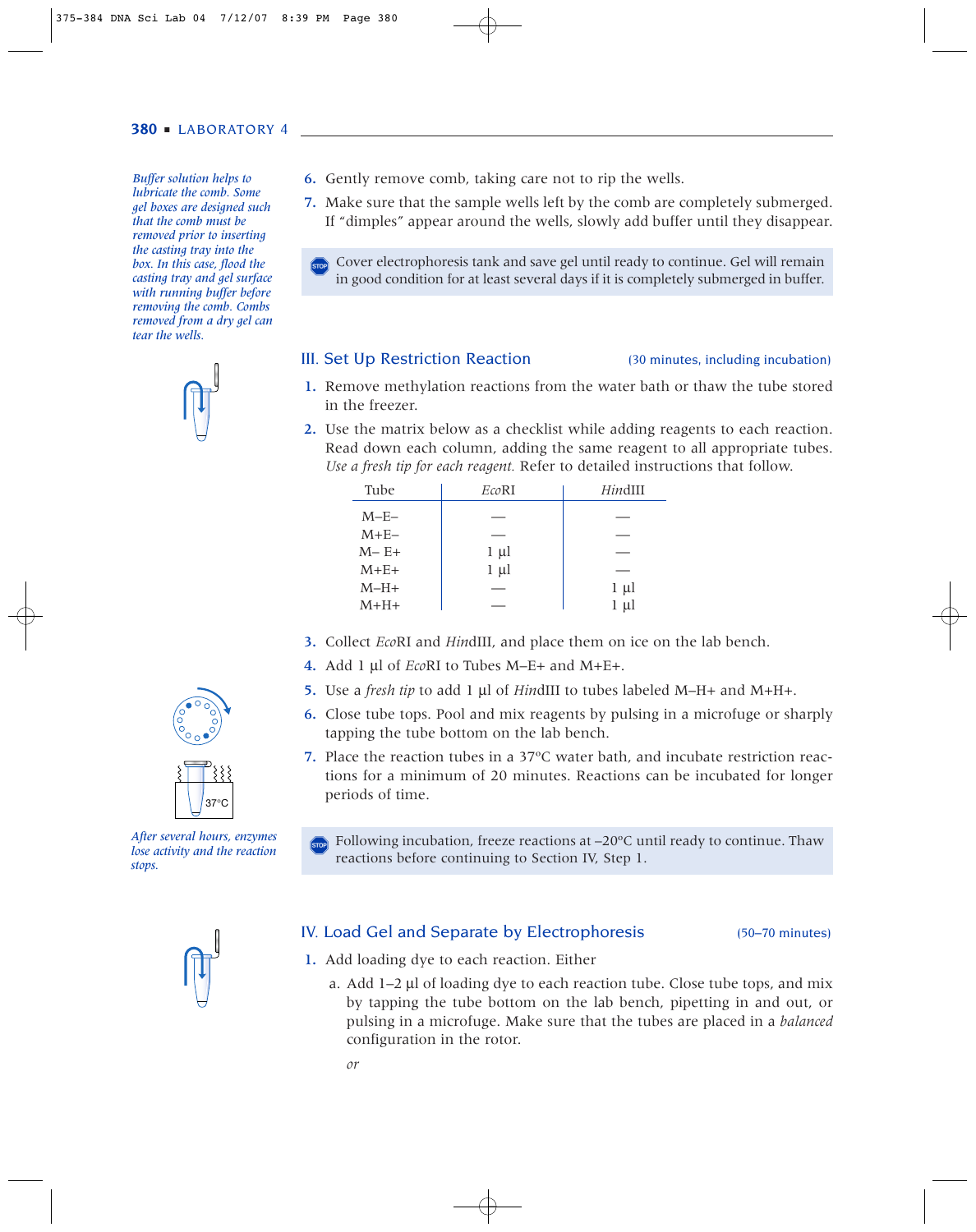*Buffer solution helps to lubricate the comb. Some gel boxes are designed such that the comb must be removed prior to inserting the casting tray into the box. In this case, flood the casting tray and gel surface with running buffer before removing the comb. Combs removed from a dry gel can tear the wells.*

6. Gently remove comb, taking care not to rip the wells.
7. Make sure that the sample wells left by the comb are completely submerged. If "dimples" appear around the wells, slowly add buffer until they disappear.

> STOP Cover electrophoresis tank and save gel until ready to continue. Gel will remain in good condition for at least several days if it is completely submerged in buffer.

## III. Set Up Restriction Reaction (30 minutes, including incubation)

1. Remove methylation reactions from the water bath or thaw the tube stored in the freezer.
2. Use the matrix below as a checklist while adding reagents to each reaction. Read down each column, adding the same reagent to all appropriate tubes. *Use a fresh tip for each reagent.* Refer to detailed instructions that follow.

| Tube | *Eco*RI | *Hin*dIII |
|---|---|---|
| M–E– | — | — |
| M+E– | — | — |
| M– E+ | 1 µl | — |
| M+E+ | 1 µl | — |
| M–H+ | — | 1 µl |
| M+H+ | — | 1 µl |

3. Collect *Eco*RI and *Hin*dIII, and place them on ice on the lab bench.
4. Add 1 µl of *Eco*RI to Tubes M–E+ and M+E+.
5. Use a *fresh tip* to add 1 µl of *Hin*dIII to tubes labeled M–H+ and M+H+.
6. Close tube tops. Pool and mix reagents by pulsing in a microfuge or sharply tapping the tube bottom on the lab bench.
7. Place the reaction tubes in a 37°C water bath, and incubate restriction reactions for a minimum of 20 minutes. Reactions can be incubated for longer periods of time.

37°C

*After several hours, enzymes lose activity and the reaction stops.*

> STOP Following incubation, freeze reactions at –20°C until ready to continue. Thaw reactions before continuing to Section IV, Step 1.

## IV. Load Gel and Separate by Electrophoresis (50–70 minutes)

1. Add loading dye to each reaction. Either

   a. Add 1–2 µl of loading dye to each reaction tube. Close tube tops, and mix by tapping the tube bottom on the lab bench, pipetting in and out, or pulsing in a microfuge. Make sure that the tubes are placed in a *balanced* configuration in the rotor.

   *or*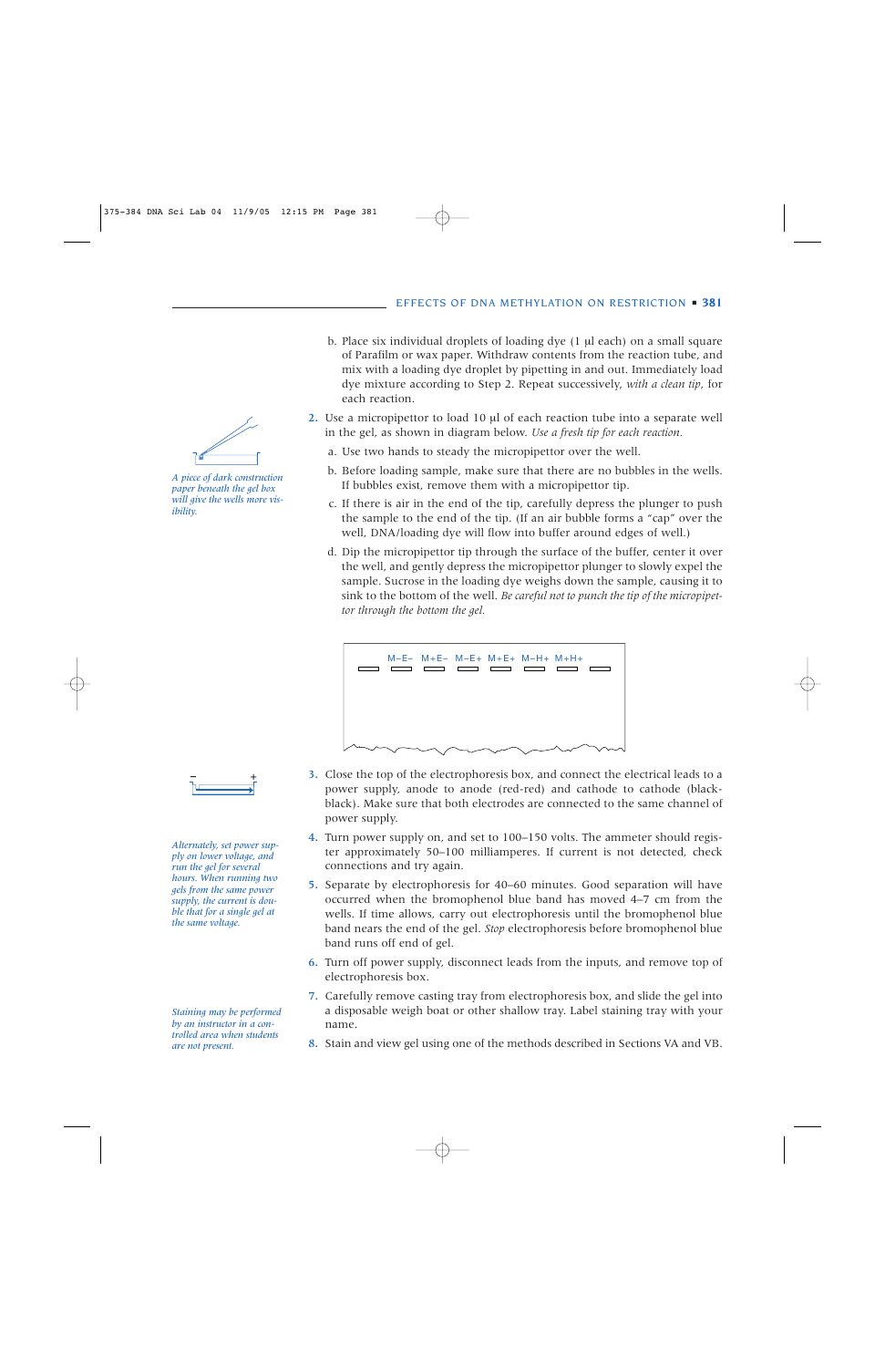b. Place six individual droplets of loading dye (1 µl each) on a small square of Parafilm or wax paper. Withdraw contents from the reaction tube, and mix with a loading dye droplet by pipetting in and out. Immediately load dye mixture according to Step 2. Repeat successively, *with a clean tip*, for each reaction.

*A piece of dark construction paper beneath the gel box will give the wells more visibility.*

2. Use a micropipettor to load 10 µl of each reaction tube into a separate well in the gel, as shown in diagram below. *Use a fresh tip for each reaction.*
   a. Use two hands to steady the micropipettor over the well.
   b. Before loading sample, make sure that there are no bubbles in the wells. If bubbles exist, remove them with a micropipettor tip.
   c. If there is air in the end of the tip, carefully depress the plunger to push the sample to the end of the tip. (If an air bubble forms a "cap" over the well, DNA/loading dye will flow into buffer around edges of well.)
   d. Dip the micropipettor tip through the surface of the buffer, center it over the well, and gently depress the micropipettor plunger to slowly expel the sample. Sucrose in the loading dye weighs down the sample, causing it to sink to the bottom of the well. *Be careful not to punch the tip of the micropipettor through the bottom the gel.*

M−E− M+E− M−E+ M+E+ M−H+ M+H+

*Alternately, set power supply on lower voltage, and run the gel for several hours. When running two gels from the same power supply, the current is double that for a single gel at the same voltage.*

3. Close the top of the electrophoresis box, and connect the electrical leads to a power supply, anode to anode (red-red) and cathode to cathode (black-black). Make sure that both electrodes are connected to the same channel of power supply.
4. Turn power supply on, and set to 100–150 volts. The ammeter should register approximately 50–100 milliamperes. If current is not detected, check connections and try again.
5. Separate by electrophoresis for 40–60 minutes. Good separation will have occurred when the bromophenol blue band has moved 4–7 cm from the wells. If time allows, carry out electrophoresis until the bromophenol blue band nears the end of the gel. *Stop* electrophoresis before bromophenol blue band runs off end of gel.
6. Turn off power supply, disconnect leads from the inputs, and remove top of electrophoresis box.
7. Carefully remove casting tray from electrophoresis box, and slide the gel into a disposable weigh boat or other shallow tray. Label staining tray with your name.

*Staining may be performed by an instructor in a controlled area when students are not present.*

8. Stain and view gel using one of the methods described in Sections VA and VB.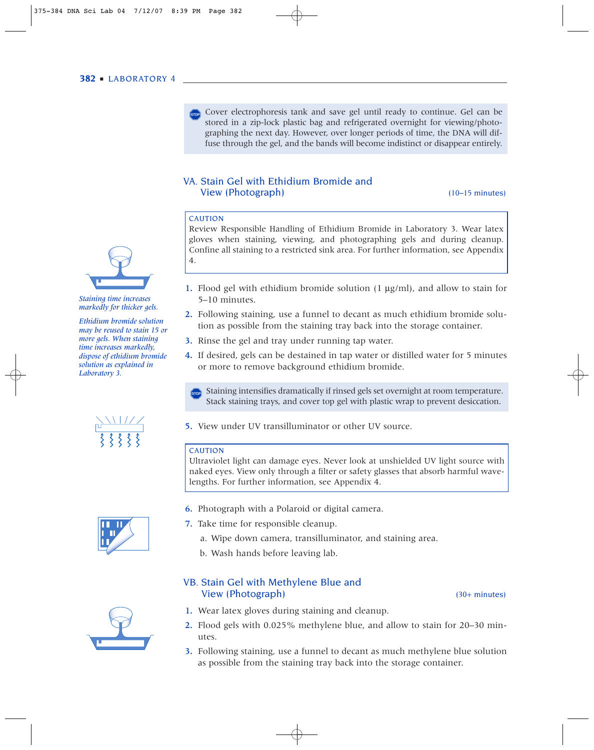STOP: Cover electrophoresis tank and save gel until ready to continue. Gel can be stored in a zip-lock plastic bag and refrigerated overnight for viewing/photographing the next day. However, over longer periods of time, the DNA will diffuse through the gel, and the bands will become indistinct or disappear entirely.

## VA. Stain Gel with Ethidium Bromide and View (Photograph)

(10–15 minutes)

> CAUTION
> Review Responsible Handling of Ethidium Bromide in Laboratory 3. Wear latex gloves when staining, viewing, and photographing gels and during cleanup. Confine all staining to a restricted sink area. For further information, see Appendix 4.

*Staining time increases markedly for thicker gels.*

*Ethidium bromide solution may be reused to stain 15 or more gels. When staining time increases markedly, dispose of ethidium bromide solution as explained in Laboratory 3.*

1. Flood gel with ethidium bromide solution (1 μg/ml), and allow to stain for 5–10 minutes.
2. Following staining, use a funnel to decant as much ethidium bromide solution as possible from the staining tray back into the storage container.
3. Rinse the gel and tray under running tap water.
4. If desired, gels can be destained in tap water or distilled water for 5 minutes or more to remove background ethidium bromide.

STOP: Staining intensifies dramatically if rinsed gels set overnight at room temperature. Stack staining trays, and cover top gel with plastic wrap to prevent desiccation.

5. View under UV transilluminator or other UV source.

> CAUTION
> Ultraviolet light can damage eyes. Never look at unshielded UV light source with naked eyes. View only through a filter or safety glasses that absorb harmful wavelengths. For further information, see Appendix 4.

6. Photograph with a Polaroid or digital camera.
7. Take time for responsible cleanup.
   a. Wipe down camera, transilluminator, and staining area.
   b. Wash hands before leaving lab.

## VB. Stain Gel with Methylene Blue and View (Photograph)

(30+ minutes)

1. Wear latex gloves during staining and cleanup.
2. Flood gels with 0.025% methylene blue, and allow to stain for 20–30 minutes.
3. Following staining, use a funnel to decant as much methylene blue solution as possible from the staining tray back into the storage container.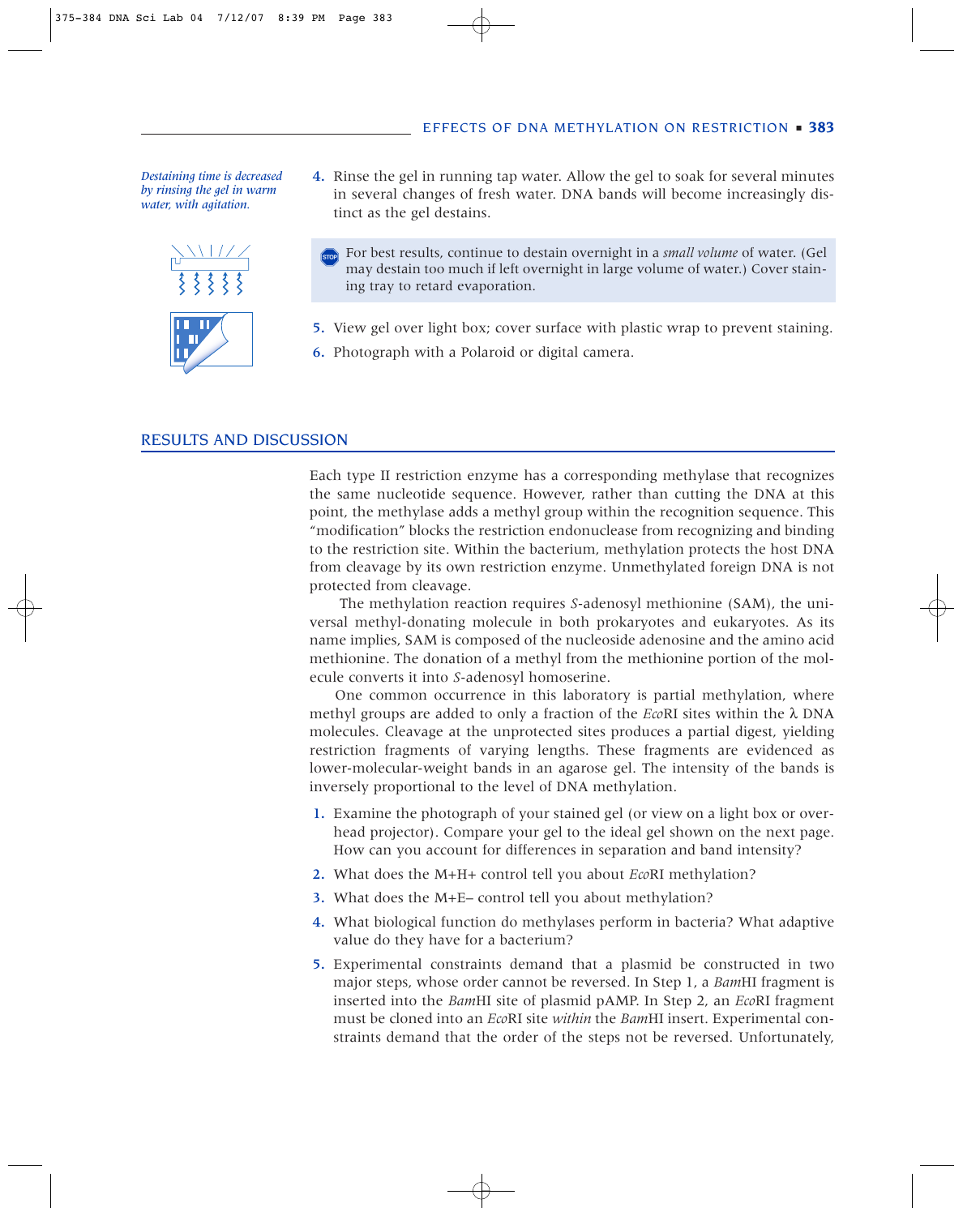*Destaining time is decreased by rinsing the gel in warm water, with agitation.*

4. Rinse the gel in running tap water. Allow the gel to soak for several minutes in several changes of fresh water. DNA bands will become increasingly distinct as the gel destains.

> STOP For best results, continue to destain overnight in a *small volume* of water. (Gel may destain too much if left overnight in large volume of water.) Cover staining tray to retard evaporation.

5. View gel over light box; cover surface with plastic wrap to prevent staining.
6. Photograph with a Polaroid or digital camera.

## RESULTS AND DISCUSSION

Each type II restriction enzyme has a corresponding methylase that recognizes the same nucleotide sequence. However, rather than cutting the DNA at this point, the methylase adds a methyl group within the recognition sequence. This "modification" blocks the restriction endonuclease from recognizing and binding to the restriction site. Within the bacterium, methylation protects the host DNA from cleavage by its own restriction enzyme. Unmethylated foreign DNA is not protected from cleavage.

The methylation reaction requires *S*-adenosyl methionine (SAM), the universal methyl-donating molecule in both prokaryotes and eukaryotes. As its name implies, SAM is composed of the nucleoside adenosine and the amino acid methionine. The donation of a methyl from the methionine portion of the molecule converts it into *S*-adenosyl homoserine.

One common occurrence in this laboratory is partial methylation, where methyl groups are added to only a fraction of the *Eco*RI sites within the λ DNA molecules. Cleavage at the unprotected sites produces a partial digest, yielding restriction fragments of varying lengths. These fragments are evidenced as lower-molecular-weight bands in an agarose gel. The intensity of the bands is inversely proportional to the level of DNA methylation.

1. Examine the photograph of your stained gel (or view on a light box or overhead projector). Compare your gel to the ideal gel shown on the next page. How can you account for differences in separation and band intensity?
2. What does the M+H+ control tell you about *Eco*RI methylation?
3. What does the M+E– control tell you about methylation?
4. What biological function do methylases perform in bacteria? What adaptive value do they have for a bacterium?
5. Experimental constraints demand that a plasmid be constructed in two major steps, whose order cannot be reversed. In Step 1, a *Bam*HI fragment is inserted into the *Bam*HI site of plasmid pAMP. In Step 2, an *Eco*RI fragment must be cloned into an *Eco*RI site *within* the *Bam*HI insert. Experimental constraints demand that the order of the steps not be reversed. Unfortunately,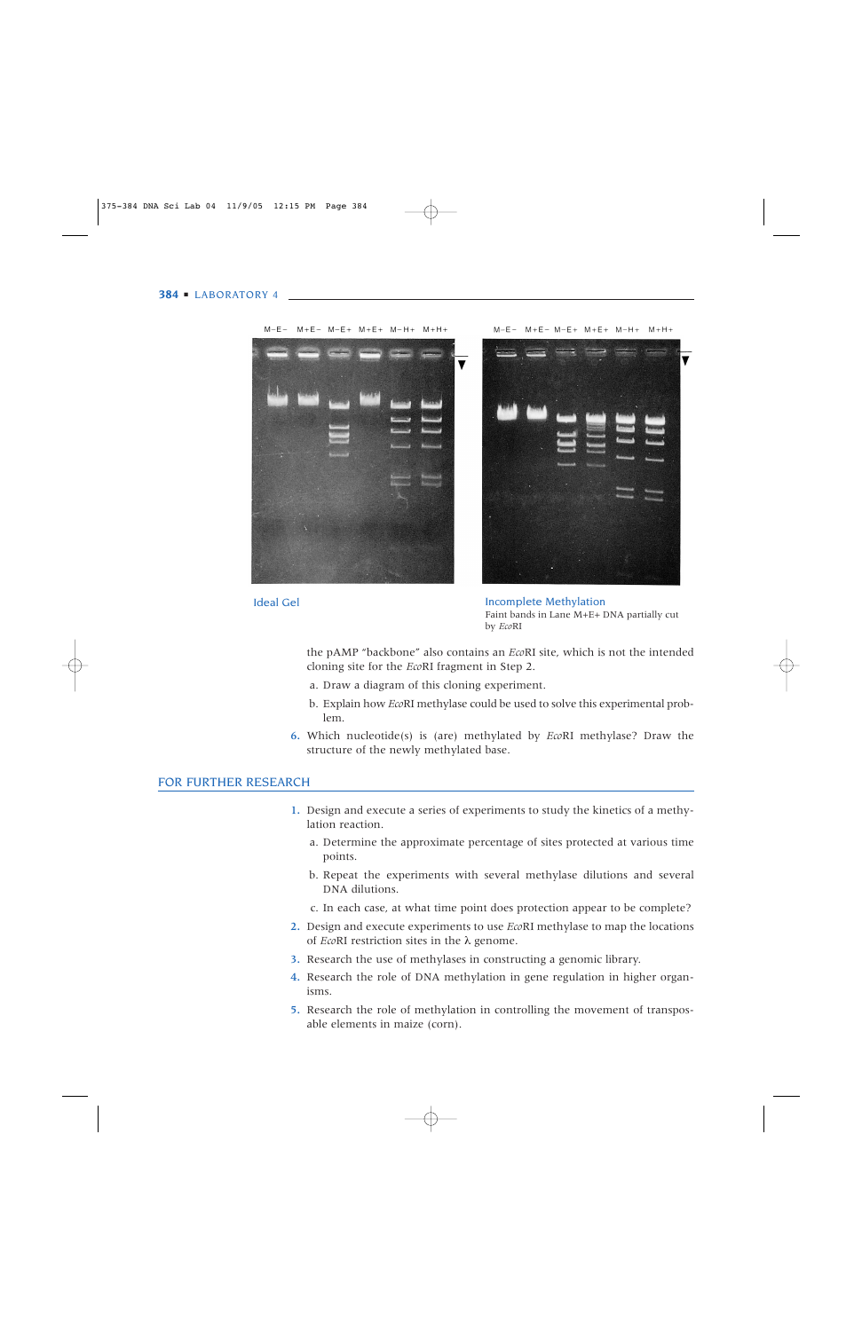M−E− M+E− M−E+ M+E+ M−H+ M+H+

M−E− M+E− M−E+ M+E+ M−H+ M+H+

Ideal Gel

Incomplete Methylation

Faint bands in Lane M+E+ DNA partially cut by *Eco*RI

the pAMP "backbone" also contains an *Eco*RI site, which is not the intended cloning site for the *Eco*RI fragment in Step 2.

a. Draw a diagram of this cloning experiment.

b. Explain how *Eco*RI methylase could be used to solve this experimental problem.

6. Which nucleotide(s) is (are) methylated by *Eco*RI methylase? Draw the structure of the newly methylated base.

## FOR FURTHER RESEARCH

1. Design and execute a series of experiments to study the kinetics of a methylation reaction.
   a. Determine the approximate percentage of sites protected at various time points.
   b. Repeat the experiments with several methylase dilutions and several DNA dilutions.
   c. In each case, at what time point does protection appear to be complete?
2. Design and execute experiments to use *Eco*RI methylase to map the locations of *Eco*RI restriction sites in the λ genome.
3. Research the use of methylases in constructing a genomic library.
4. Research the role of DNA methylation in gene regulation in higher organisms.
5. Research the role of methylation in controlling the movement of transposable elements in maize (corn).